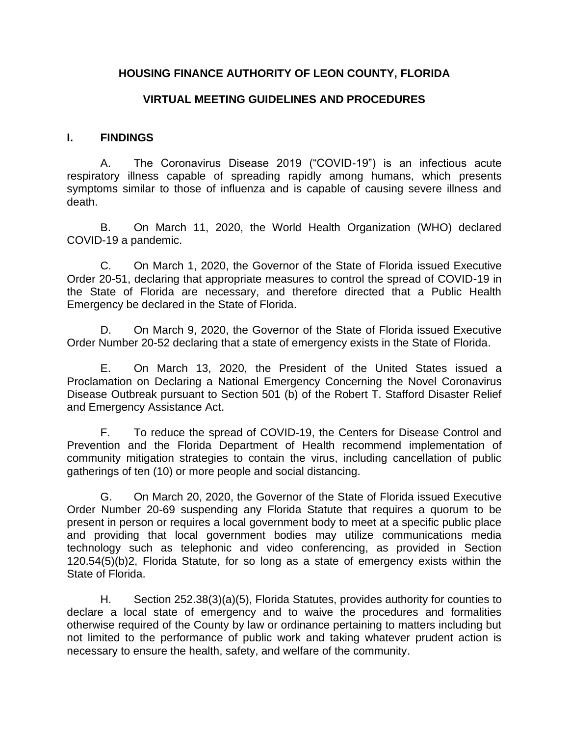# HOUSING FINANCE AUTHORITY OF LEON COUNTY, FLORIDA

## VIRTUAL MEETING GUIDELINES AND PROCEDURES

### I. FINDINGS

A. The Coronavirus Disease 2019 ("COVID-19") is an infectious acute respiratory illness capable of spreading rapidly among humans, which presents symptoms similar to those of influenza and is capable of causing severe illness and death.

B. On March 11, 2020, the World Health Organization (WHO) declared COVID-19 a pandemic.

C. On March 1, 2020, the Governor of the State of Florida issued Executive Order 20-51, declaring that appropriate measures to control the spread of COVID-19 in the State of Florida are necessary, and therefore directed that a Public Health Emergency be declared in the State of Florida.

D. On March 9, 2020, the Governor of the State of Florida issued Executive Order Number 20-52 declaring that a state of emergency exists in the State of Florida.

E. On March 13, 2020, the President of the United States issued a Proclamation on Declaring a National Emergency Concerning the Novel Coronavirus Disease Outbreak pursuant to Section 501 (b) of the Robert T. Stafford Disaster Relief and Emergency Assistance Act.

F. To reduce the spread of COVID-19, the Centers for Disease Control and Prevention and the Florida Department of Health recommend implementation of community mitigation strategies to contain the virus, including cancellation of public gatherings of ten (10) or more people and social distancing.

G. On March 20, 2020, the Governor of the State of Florida issued Executive Order Number 20-69 suspending any Florida Statute that requires a quorum to be present in person or requires a local government body to meet at a specific public place and providing that local government bodies may utilize communications media technology such as telephonic and video conferencing, as provided in Section 120.54(5)(b)2, Florida Statute, for so long as a state of emergency exists within the State of Florida.

H. Section 252.38(3)(a)(5), Florida Statutes, provides authority for counties to declare a local state of emergency and to waive the procedures and formalities otherwise required of the County by law or ordinance pertaining to matters including but not limited to the performance of public work and taking whatever prudent action is necessary to ensure the health, safety, and welfare of the community.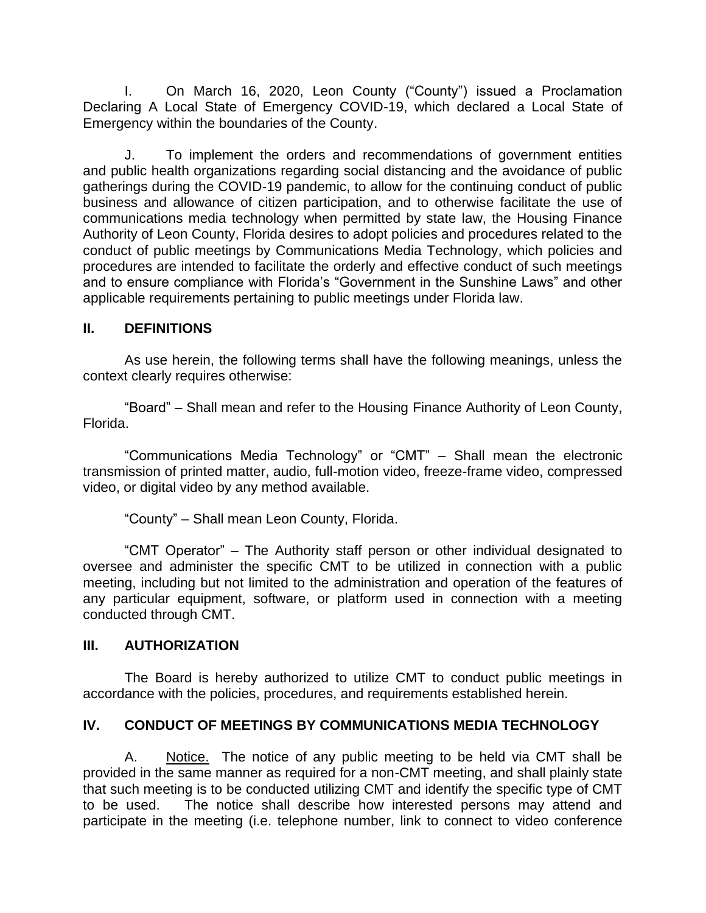I. On March 16, 2020, Leon County ("County") issued a Proclamation Declaring A Local State of Emergency COVID-19, which declared a Local State of Emergency within the boundaries of the County.

J. To implement the orders and recommendations of government entities and public health organizations regarding social distancing and the avoidance of public gatherings during the COVID-19 pandemic, to allow for the continuing conduct of public business and allowance of citizen participation, and to otherwise facilitate the use of communications media technology when permitted by state law, the Housing Finance Authority of Leon County, Florida desires to adopt policies and procedures related to the conduct of public meetings by Communications Media Technology, which policies and procedures are intended to facilitate the orderly and effective conduct of such meetings and to ensure compliance with Florida's "Government in the Sunshine Laws" and other applicable requirements pertaining to public meetings under Florida law.

## II. DEFINITIONS

As use herein, the following terms shall have the following meanings, unless the context clearly requires otherwise:

"Board" – Shall mean and refer to the Housing Finance Authority of Leon County, Florida.

"Communications Media Technology" or "CMT" – Shall mean the electronic transmission of printed matter, audio, full-motion video, freeze-frame video, compressed video, or digital video by any method available.

"County" – Shall mean Leon County, Florida.

"CMT Operator" – The Authority staff person or other individual designated to oversee and administer the specific CMT to be utilized in connection with a public meeting, including but not limited to the administration and operation of the features of any particular equipment, software, or platform used in connection with a meeting conducted through CMT.

## III. AUTHORIZATION

The Board is hereby authorized to utilize CMT to conduct public meetings in accordance with the policies, procedures, and requirements established herein.

## IV. CONDUCT OF MEETINGS BY COMMUNICATIONS MEDIA TECHNOLOGY

A. Notice. The notice of any public meeting to be held via CMT shall be provided in the same manner as required for a non-CMT meeting, and shall plainly state that such meeting is to be conducted utilizing CMT and identify the specific type of CMT to be used. The notice shall describe how interested persons may attend and participate in the meeting (i.e. telephone number, link to connect to video conference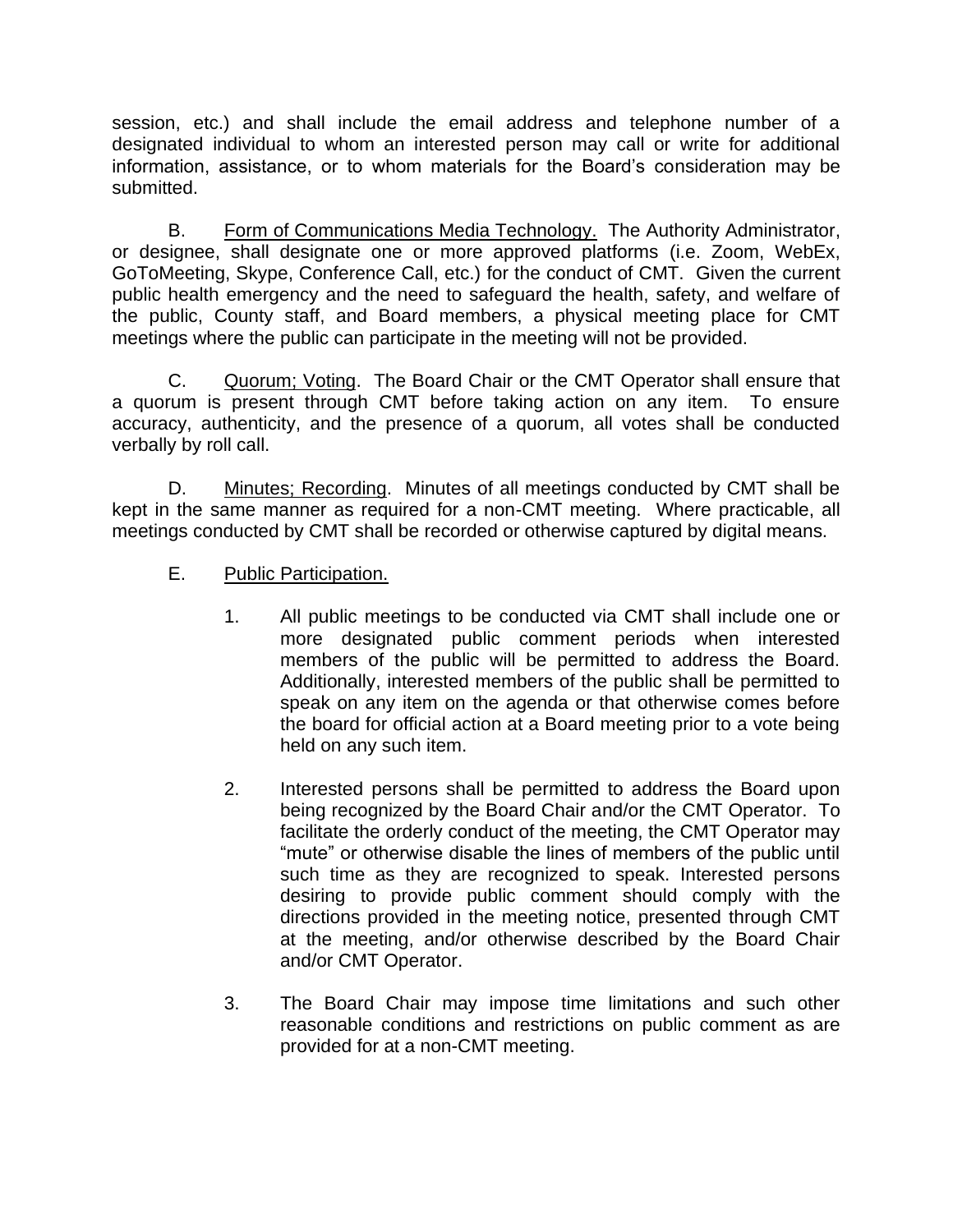session, etc.) and shall include the email address and telephone number of a designated individual to whom an interested person may call or write for additional information, assistance, or to whom materials for the Board's consideration may be submitted.

B. Form of Communications Media Technology. The Authority Administrator, or designee, shall designate one or more approved platforms (i.e. Zoom, WebEx, GoToMeeting, Skype, Conference Call, etc.) for the conduct of CMT. Given the current public health emergency and the need to safeguard the health, safety, and welfare of the public, County staff, and Board members, a physical meeting place for CMT meetings where the public can participate in the meeting will not be provided.

C. Quorum; Voting. The Board Chair or the CMT Operator shall ensure that a quorum is present through CMT before taking action on any item. To ensure accuracy, authenticity, and the presence of a quorum, all votes shall be conducted verbally by roll call.

D. Minutes; Recording. Minutes of all meetings conducted by CMT shall be kept in the same manner as required for a non-CMT meeting. Where practicable, all meetings conducted by CMT shall be recorded or otherwise captured by digital means.

E. Public Participation.

1. All public meetings to be conducted via CMT shall include one or more designated public comment periods when interested members of the public will be permitted to address the Board. Additionally, interested members of the public shall be permitted to speak on any item on the agenda or that otherwise comes before the board for official action at a Board meeting prior to a vote being held on any such item.

2. Interested persons shall be permitted to address the Board upon being recognized by the Board Chair and/or the CMT Operator. To facilitate the orderly conduct of the meeting, the CMT Operator may "mute" or otherwise disable the lines of members of the public until such time as they are recognized to speak. Interested persons desiring to provide public comment should comply with the directions provided in the meeting notice, presented through CMT at the meeting, and/or otherwise described by the Board Chair and/or CMT Operator.

3. The Board Chair may impose time limitations and such other reasonable conditions and restrictions on public comment as are provided for at a non-CMT meeting.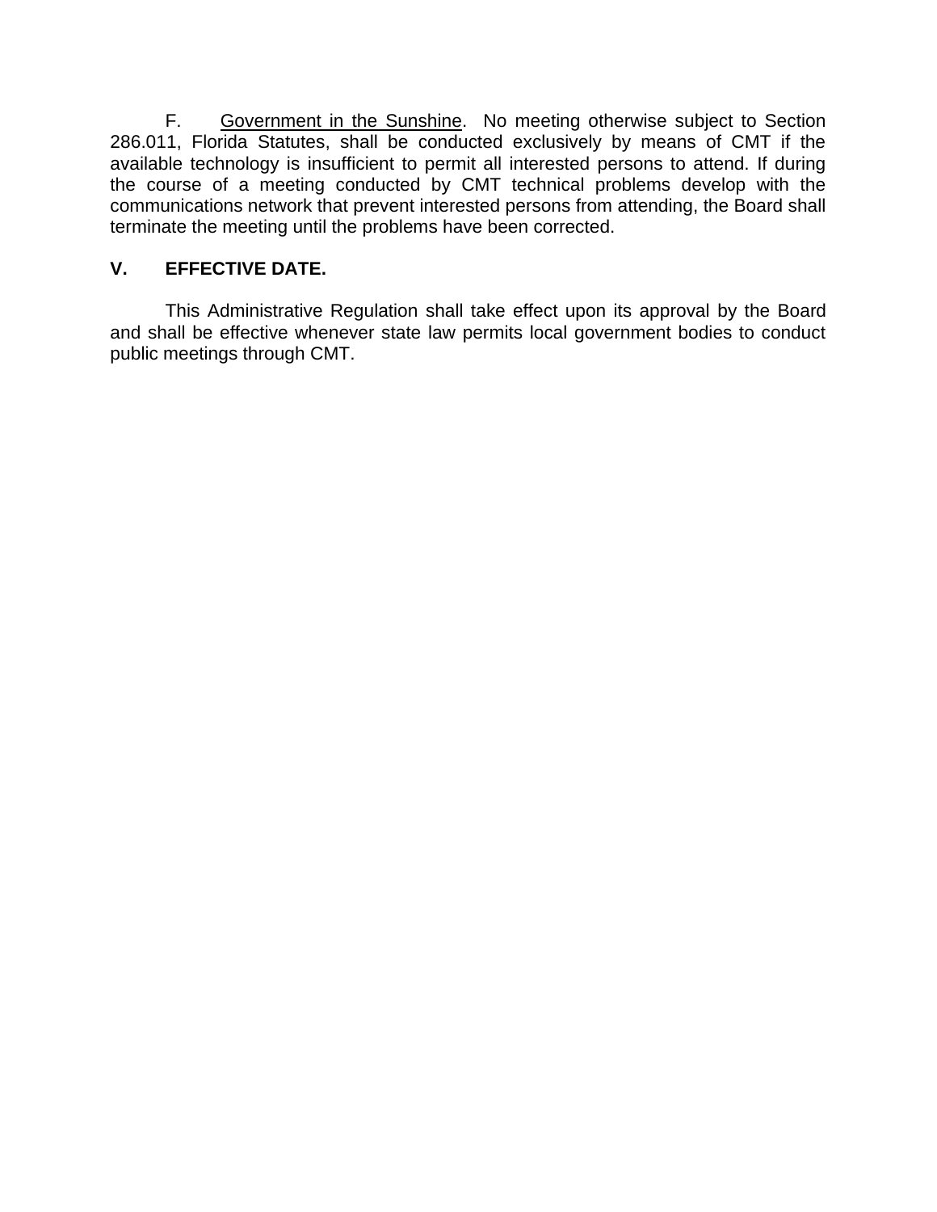F. <u>Government in the Sunshine</u>. No meeting otherwise subject to Section 286.011, Florida Statutes, shall be conducted exclusively by means of CMT if the available technology is insufficient to permit all interested persons to attend. If during the course of a meeting conducted by CMT technical problems develop with the communications network that prevent interested persons from attending, the Board shall terminate the meeting until the problems have been corrected.

## V. EFFECTIVE DATE.

This Administrative Regulation shall take effect upon its approval by the Board and shall be effective whenever state law permits local government bodies to conduct public meetings through CMT.